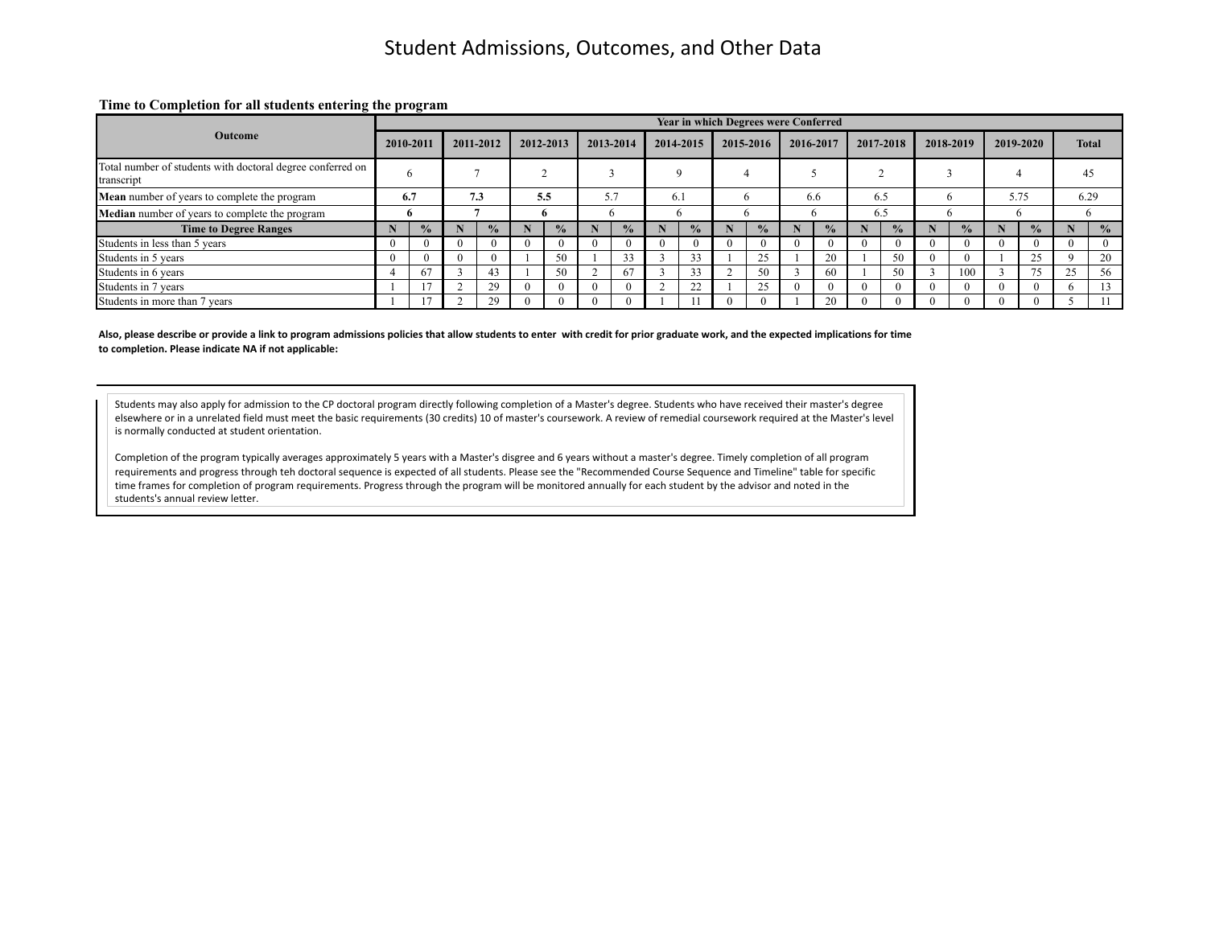# Student Admissions, Outcomes, and Other Data

**Time to Completion for all students entering the program**

| Outcome | Year in which Degrees were Conferred | | | | | | | | | | | | | | | | | | | | | |
|---|---|---|---|---|---|---|---|---|---|---|---|---|---|---|---|---|---|---|---|---|---|---|
| | 2010-2011 | | 2011-2012 | | 2012-2013 | | 2013-2014 | | 2014-2015 | | 2015-2016 | | 2016-2017 | | 2017-2018 | | 2018-2019 | | 2019-2020 | | Total | |
| Total number of students with doctoral degree conferred on transcript | 6 | | 7 | | 2 | | 3 | | 9 | | 4 | | 5 | | 2 | | 3 | | 4 | | 45 | |
| **Mean** number of years to complete the program | **6.7** | | **7.3** | | **5.5** | | 5.7 | | 6.1 | | 6 | | 6.6 | | 6.5 | | 6 | | 5.75 | | 6.29 | |
| **Median** number of years to complete the program | **6** | | **7** | | **6** | | 6 | | 6 | | 6 | | 6 | | 6.5 | | 6 | | 6 | | 6 | |
| **Time to Degree Ranges** | **N** | **%** | **N** | **%** | **N** | **%** | **N** | **%** | **N** | **%** | **N** | **%** | **N** | **%** | **N** | **%** | **N** | **%** | **N** | **%** | **N** | **%** |
| Students in less than 5 years | 0 | 0 | 0 | 0 | 0 | 0 | 0 | 0 | 0 | 0 | 0 | 0 | 0 | 0 | 0 | 0 | 0 | 0 | 0 | 0 | 0 | 0 |
| Students in 5 years | 0 | 0 | 0 | 0 | 1 | 50 | 1 | 33 | 3 | 33 | 1 | 25 | 1 | 20 | 1 | 50 | 0 | 0 | 1 | 25 | 9 | 20 |
| Students in 6 years | 4 | 67 | 3 | 43 | 1 | 50 | 2 | 67 | 3 | 33 | 2 | 50 | 3 | 60 | 1 | 50 | 3 | 100 | 3 | 75 | 25 | 56 |
| Students in 7 years | 1 | 17 | 2 | 29 | 0 | 0 | 0 | 0 | 2 | 22 | 1 | 25 | 0 | 0 | 0 | 0 | 0 | 0 | 0 | 0 | 6 | 13 |
| Students in more than 7 years | 1 | 17 | 2 | 29 | 0 | 0 | 0 | 0 | 1 | 11 | 0 | 0 | 1 | 20 | 0 | 0 | 0 | 0 | 0 | 0 | 5 | 11 |

**Also, please describe or provide a link to program admissions policies that allow students to enter with credit for prior graduate work, and the expected implications for time to completion. Please indicate NA if not applicable:**

Students may also apply for admission to the CP doctoral program directly following completion of a Master's degree. Students who have received their master's degree elsewhere or in a unrelated field must meet the basic requirements (30 credits) 10 of master's coursework. A review of remedial coursework required at the Master's level is normally conducted at student orientation.

Completion of the program typically averages approximately 5 years with a Master's disgree and 6 years without a master's degree. Timely completion of all program requirements and progress through teh doctoral sequence is expected of all students. Please see the "Recommended Course Sequence and Timeline" table for specific time frames for completion of program requirements. Progress through the program will be monitored annually for each student by the advisor and noted in the students's annual review letter.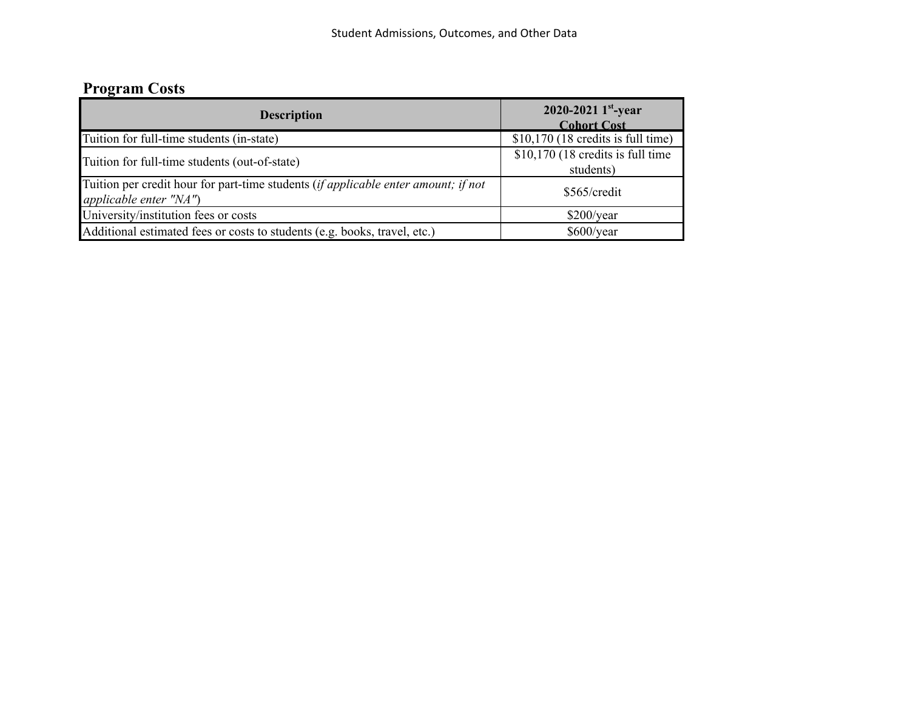## Program Costs

| Description | 2020-2021 1st-year Cohort Cost |
|---|---|
| Tuition for full-time students (in-state) | $10,170 (18 credits is full time) |
| Tuition for full-time students (out-of-state) | $10,170 (18 credits is full time students) |
| Tuition per credit hour for part-time students (*if applicable enter amount; if not applicable enter "NA"*) | $565/credit |
| University/institution fees or costs | $200/year |
| Additional estimated fees or costs to students (e.g. books, travel, etc.) | $600/year |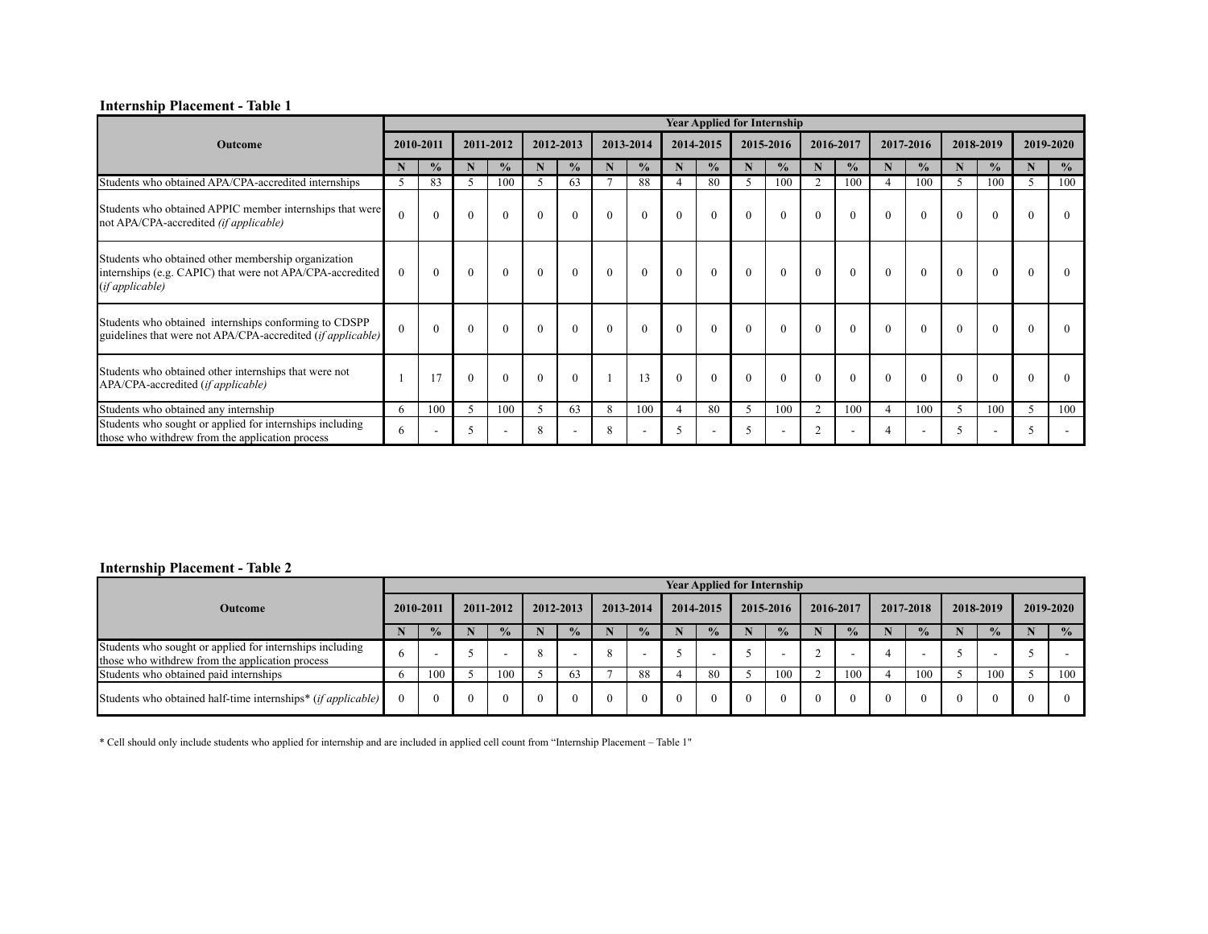**Internship Placement - Table 1**

| Outcome | Year Applied for Internship | | | | | | | | | | | | | | | | | | | |
|---|---|---|---|---|---|---|---|---|---|---|---|---|---|---|---|---|---|---|---|---|
| | 2010-2011 | | 2011-2012 | | 2012-2013 | | 2013-2014 | | 2014-2015 | | 2015-2016 | | 2016-2017 | | 2017-2016 | | 2018-2019 | | 2019-2020 | |
| | N | % | N | % | N | % | N | % | N | % | N | % | N | % | N | % | N | % | N | % |
| Students who obtained APA/CPA-accredited internships | 5 | 83 | 5 | 100 | 5 | 63 | 7 | 88 | 4 | 80 | 5 | 100 | 2 | 100 | 4 | 100 | 5 | 100 | 5 | 100 |
| Students who obtained APPIC member internships that were not APA/CPA-accredited *(if applicable)* | 0 | 0 | 0 | 0 | 0 | 0 | 0 | 0 | 0 | 0 | 0 | 0 | 0 | 0 | 0 | 0 | 0 | 0 | 0 | 0 |
| Students who obtained other membership organization internships (e.g. CAPIC) that were not APA/CPA-accredited (*if applicable)* | 0 | 0 | 0 | 0 | 0 | 0 | 0 | 0 | 0 | 0 | 0 | 0 | 0 | 0 | 0 | 0 | 0 | 0 | 0 | 0 |
| Students who obtained internships conforming to CDSPP guidelines that were not APA/CPA-accredited (*if applicable)* | 0 | 0 | 0 | 0 | 0 | 0 | 0 | 0 | 0 | 0 | 0 | 0 | 0 | 0 | 0 | 0 | 0 | 0 | 0 | 0 |
| Students who obtained other internships that were not APA/CPA-accredited (*if applicable)* | 1 | 17 | 0 | 0 | 0 | 0 | 1 | 13 | 0 | 0 | 0 | 0 | 0 | 0 | 0 | 0 | 0 | 0 | 0 | 0 |
| Students who obtained any internship | 6 | 100 | 5 | 100 | 5 | 63 | 8 | 100 | 4 | 80 | 5 | 100 | 2 | 100 | 4 | 100 | 5 | 100 | 5 | 100 |
| Students who sought or applied for internships including those who withdrew from the application process | 6 | - | 5 | - | 8 | - | 8 | - | 5 | - | 5 | - | 2 | - | 4 | - | 5 | - | 5 | - |

**Internship Placement - Table 2**

| Outcome | Year Applied for Internship | | | | | | | | | | | | | | | | | | | |
|---|---|---|---|---|---|---|---|---|---|---|---|---|---|---|---|---|---|---|---|---|
| | 2010-2011 | | 2011-2012 | | 2012-2013 | | 2013-2014 | | 2014-2015 | | 2015-2016 | | 2016-2017 | | 2017-2018 | | 2018-2019 | | 2019-2020 | |
| | N | % | N | % | N | % | N | % | N | % | N | % | N | % | N | % | N | % | N | % |
| Students who sought or applied for internships including those who withdrew from the application process | 6 | - | 5 | - | 8 | - | 8 | - | 5 | - | 5 | - | 2 | - | 4 | - | 5 | - | 5 | - |
| Students who obtained paid internships | 6 | 100 | 5 | 100 | 5 | 63 | 7 | 88 | 4 | 80 | 5 | 100 | 2 | 100 | 4 | 100 | 5 | 100 | 5 | 100 |
| Students who obtained half-time internships* (*if applicable)* | 0 | 0 | 0 | 0 | 0 | 0 | 0 | 0 | 0 | 0 | 0 | 0 | 0 | 0 | 0 | 0 | 0 | 0 | 0 | 0 |

* Cell should only include students who applied for internship and are included in applied cell count from "Internship Placement – Table 1"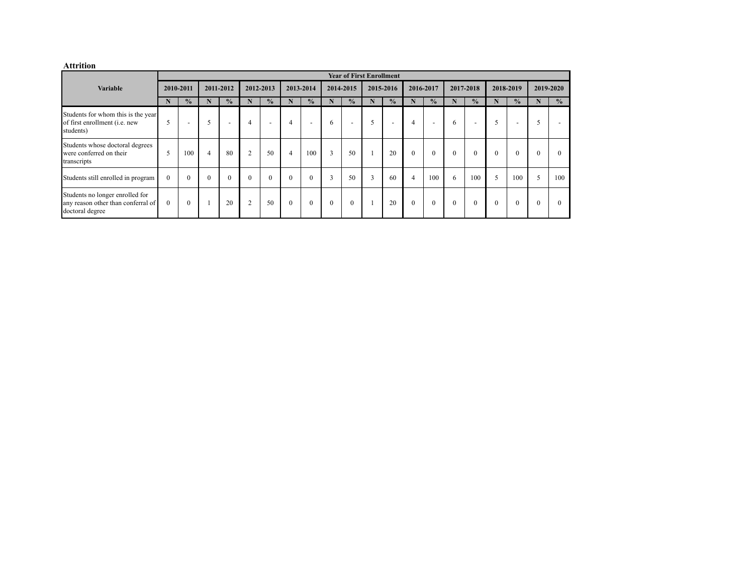**Attrition**

| Variable | Year of First Enrollment | | | | | | | | | | | | | | | | | | | |
|---|---|---|---|---|---|---|---|---|---|---|---|---|---|---|---|---|---|---|---|---|
| | 2010-2011 | | 2011-2012 | | 2012-2013 | | 2013-2014 | | 2014-2015 | | 2015-2016 | | 2016-2017 | | 2017-2018 | | 2018-2019 | | 2019-2020 | |
| | N | % | N | % | N | % | N | % | N | % | N | % | N | % | N | % | N | % | N | % |
| Students for whom this is the year of first enrollment (i.e. new students) | 5 | - | 5 | - | 4 | - | 4 | - | 6 | - | 5 | - | 4 | - | 6 | - | 5 | - | 5 | - |
| Students whose doctoral degrees were conferred on their transcripts | 5 | 100 | 4 | 80 | 2 | 50 | 4 | 100 | 3 | 50 | 1 | 20 | 0 | 0 | 0 | 0 | 0 | 0 | 0 | 0 |
| Students still enrolled in program | 0 | 0 | 0 | 0 | 0 | 0 | 0 | 0 | 3 | 50 | 3 | 60 | 4 | 100 | 6 | 100 | 5 | 100 | 5 | 100 |
| Students no longer enrolled for any reason other than conferral of doctoral degree | 0 | 0 | 1 | 20 | 2 | 50 | 0 | 0 | 0 | 0 | 1 | 20 | 0 | 0 | 0 | 0 | 0 | 0 | 0 | 0 |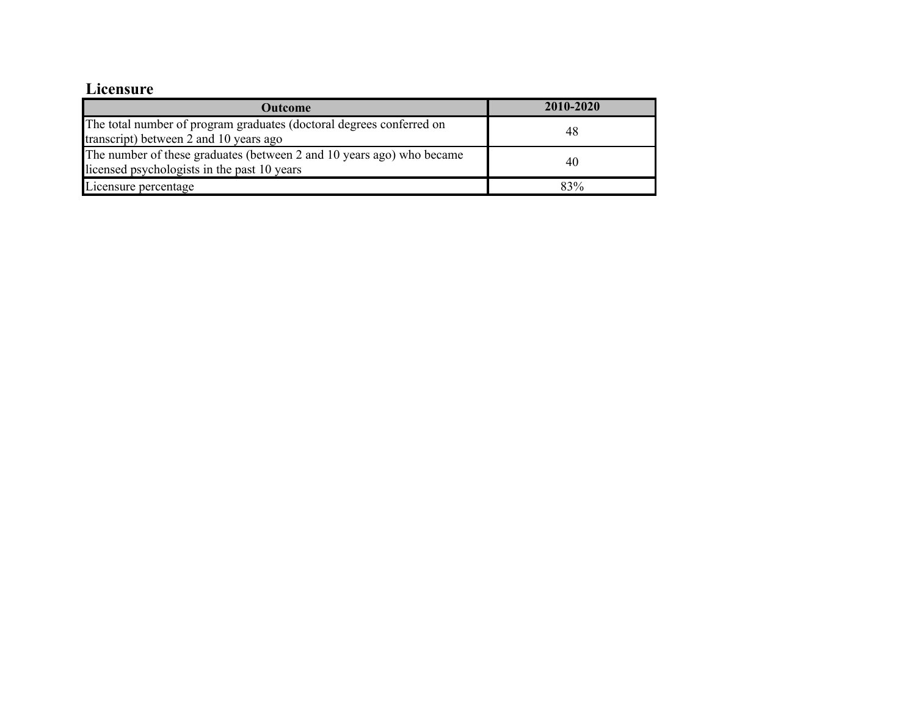## Licensure

| Outcome | 2010-2020 |
| --- | --- |
| The total number of program graduates (doctoral degrees conferred on transcript) between 2 and 10 years ago | 48 |
| The number of these graduates (between 2 and 10 years ago) who became licensed psychologists in the past 10 years | 40 |
| Licensure percentage | 83% |